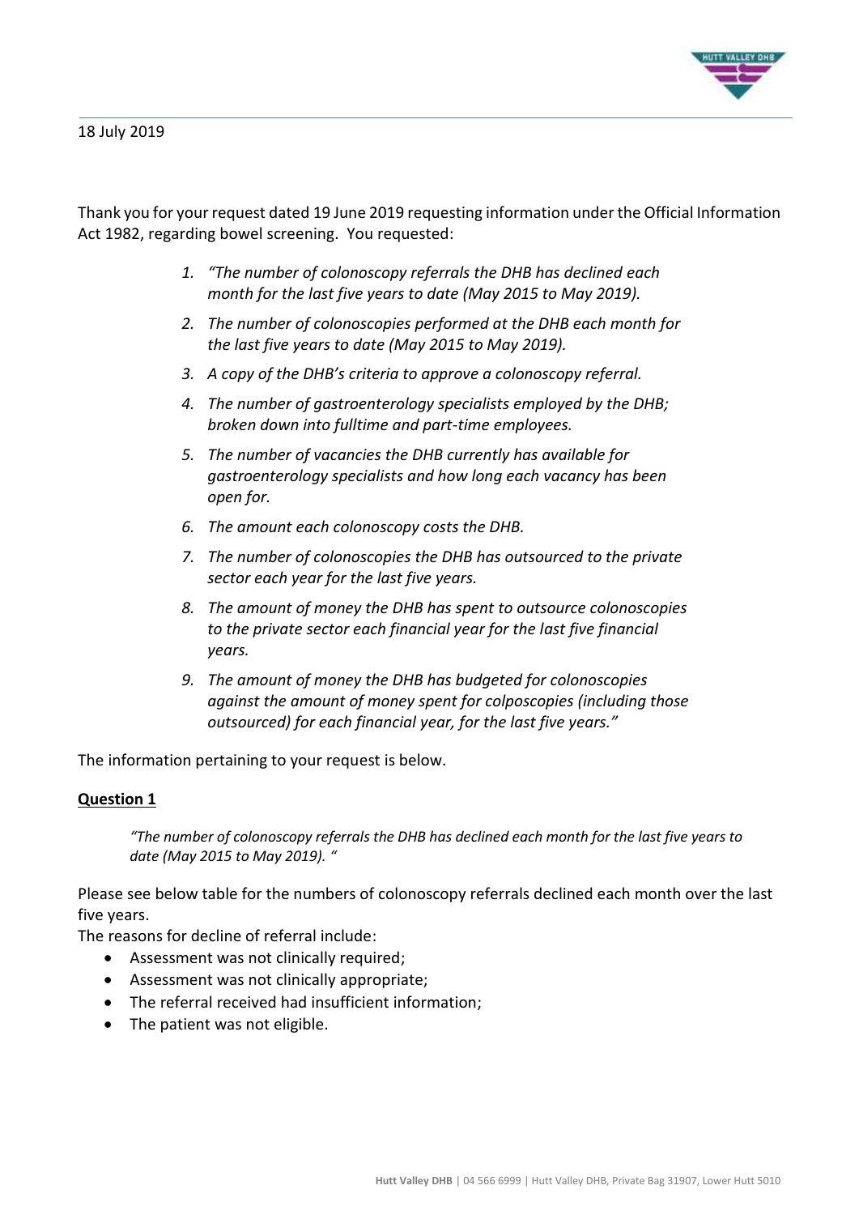18 July 2019

Thank you for your request dated 19 June 2019 requesting information under the Official Information Act 1982, regarding bowel screening. You requested:

> 1. *"The number of colonoscopy referrals the DHB has declined each month for the last five years to date (May 2015 to May 2019).*
> 2. *The number of colonoscopies performed at the DHB each month for the last five years to date (May 2015 to May 2019).*
> 3. *A copy of the DHB's criteria to approve a colonoscopy referral.*
> 4. *The number of gastroenterology specialists employed by the DHB; broken down into fulltime and part-time employees.*
> 5. *The number of vacancies the DHB currently has available for gastroenterology specialists and how long each vacancy has been open for.*
> 6. *The amount each colonoscopy costs the DHB.*
> 7. *The number of colonoscopies the DHB has outsourced to the private sector each year for the last five years.*
> 8. *The amount of money the DHB has spent to outsource colonoscopies to the private sector each financial year for the last five financial years.*
> 9. *The amount of money the DHB has budgeted for colonoscopies against the amount of money spent for colposcopies (including those outsourced) for each financial year, for the last five years."*

The information pertaining to your request is below.

## Question 1

> *"The number of colonoscopy referrals the DHB has declined each month for the last five years to date (May 2015 to May 2019). "*

Please see below table for the numbers of colonoscopy referrals declined each month over the last five years.

The reasons for decline of referral include:

- Assessment was not clinically required;
- Assessment was not clinically appropriate;
- The referral received had insufficient information;
- The patient was not eligible.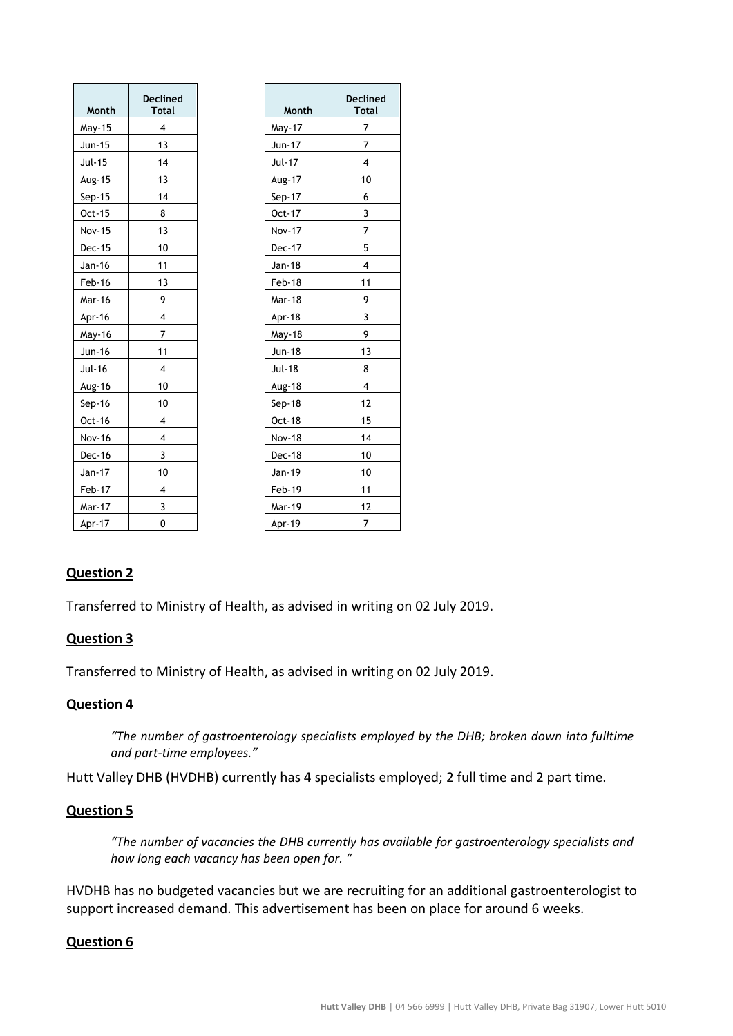| Month | Declined Total |
|---|---|
| May-15 | 4 |
| Jun-15 | 13 |
| Jul-15 | 14 |
| Aug-15 | 13 |
| Sep-15 | 14 |
| Oct-15 | 8 |
| Nov-15 | 13 |
| Dec-15 | 10 |
| Jan-16 | 11 |
| Feb-16 | 13 |
| Mar-16 | 9 |
| Apr-16 | 4 |
| May-16 | 7 |
| Jun-16 | 11 |
| Jul-16 | 4 |
| Aug-16 | 10 |
| Sep-16 | 10 |
| Oct-16 | 4 |
| Nov-16 | 4 |
| Dec-16 | 3 |
| Jan-17 | 10 |
| Feb-17 | 4 |
| Mar-17 | 3 |
| Apr-17 | 0 |

| Month | Declined Total |
|---|---|
| May-17 | 7 |
| Jun-17 | 7 |
| Jul-17 | 4 |
| Aug-17 | 10 |
| Sep-17 | 6 |
| Oct-17 | 3 |
| Nov-17 | 7 |
| Dec-17 | 5 |
| Jan-18 | 4 |
| Feb-18 | 11 |
| Mar-18 | 9 |
| Apr-18 | 3 |
| May-18 | 9 |
| Jun-18 | 13 |
| Jul-18 | 8 |
| Aug-18 | 4 |
| Sep-18 | 12 |
| Oct-18 | 15 |
| Nov-18 | 14 |
| Dec-18 | 10 |
| Jan-19 | 10 |
| Feb-19 | 11 |
| Mar-19 | 12 |
| Apr-19 | 7 |

## Question 2

Transferred to Ministry of Health, as advised in writing on 02 July 2019.

## Question 3

Transferred to Ministry of Health, as advised in writing on 02 July 2019.

## Question 4

> *"The number of gastroenterology specialists employed by the DHB; broken down into fulltime and part-time employees."*

Hutt Valley DHB (HVDHB) currently has 4 specialists employed; 2 full time and 2 part time.

## Question 5

> *"The number of vacancies the DHB currently has available for gastroenterology specialists and how long each vacancy has been open for. "*

HVDHB has no budgeted vacancies but we are recruiting for an additional gastroenterologist to support increased demand. This advertisement has been on place for around 6 weeks.

## Question 6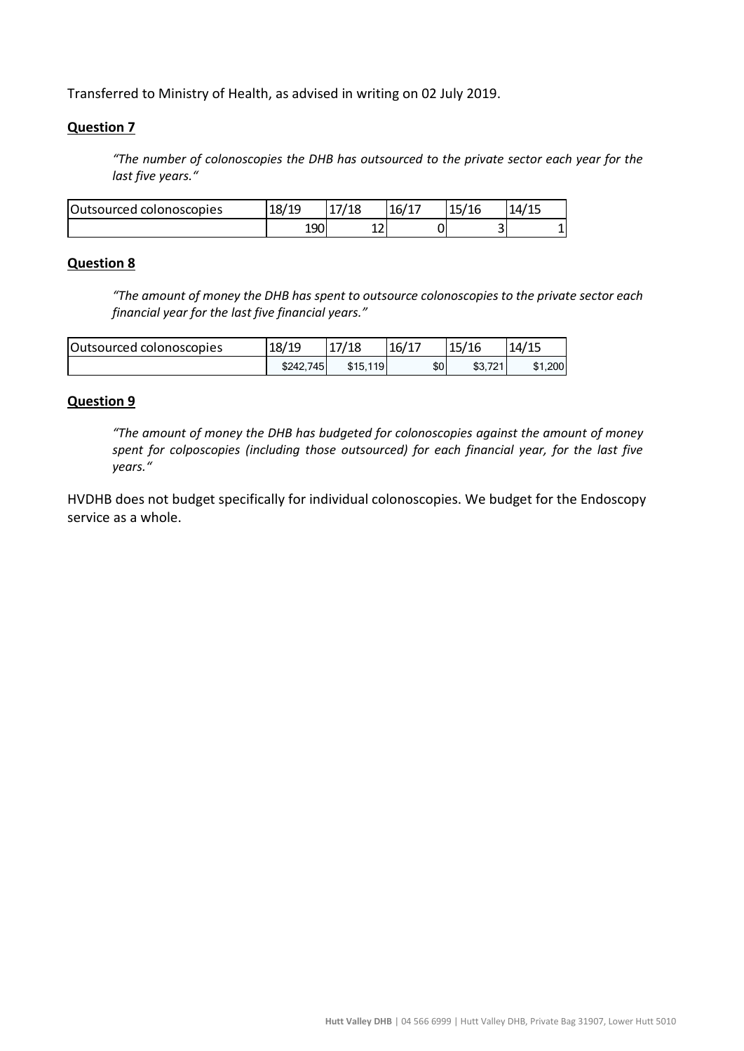Transferred to Ministry of Health, as advised in writing on 02 July 2019.

**Question 7**

*"The number of colonoscopies the DHB has outsourced to the private sector each year for the last five years."*

| Outsourced colonoscopies | 18/19 | 17/18 | 16/17 | 15/16 | 14/15 |
|---|---|---|---|---|---|
| | 190 | 12 | 0 | 3 | 1 |

**Question 8**

*"The amount of money the DHB has spent to outsource colonoscopies to the private sector each financial year for the last five financial years."*

| Outsourced colonoscopies | 18/19 | 17/18 | 16/17 | 15/16 | 14/15 |
|---|---|---|---|---|---|
| | $242,745 | $15,119 | $0 | $3,721 | $1,200 |

**Question 9**

*"The amount of money the DHB has budgeted for colonoscopies against the amount of money spent for colposcopies (including those outsourced) for each financial year, for the last five years."*

HVDHB does not budget specifically for individual colonoscopies. We budget for the Endoscopy service as a whole.